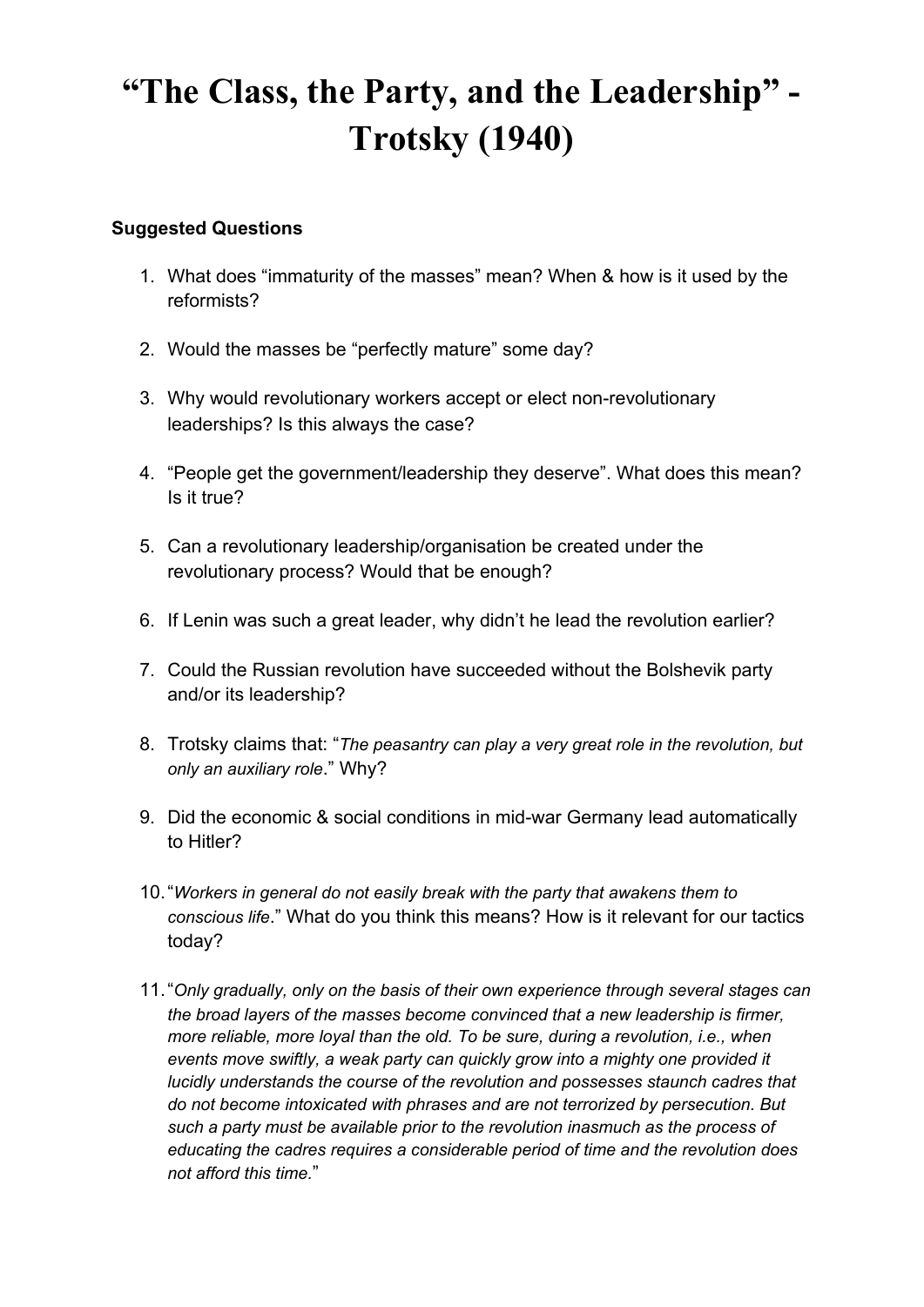# "The Class, the Party, and the Leadership" - Trotsky (1940)

**Suggested Questions**

1. What does "immaturity of the masses" mean? When & how is it used by the reformists?

2. Would the masses be "perfectly mature" some day?

3. Why would revolutionary workers accept or elect non-revolutionary leaderships? Is this always the case?

4. "People get the government/leadership they deserve". What does this mean? Is it true?

5. Can a revolutionary leadership/organisation be created under the revolutionary process? Would that be enough?

6. If Lenin was such a great leader, why didn't he lead the revolution earlier?

7. Could the Russian revolution have succeeded without the Bolshevik party and/or its leadership?

8. Trotsky claims that: "*The peasantry can play a very great role in the revolution, but only an auxiliary role*." Why?

9. Did the economic & social conditions in mid-war Germany lead automatically to Hitler?

10. "*Workers in general do not easily break with the party that awakens them to conscious life*." What do you think this means? How is it relevant for our tactics today?

11. "*Only gradually, only on the basis of their own experience through several stages can the broad layers of the masses become convinced that a new leadership is firmer, more reliable, more loyal than the old. To be sure, during a revolution, i.e., when events move swiftly, a weak party can quickly grow into a mighty one provided it lucidly understands the course of the revolution and possesses staunch cadres that do not become intoxicated with phrases and are not terrorized by persecution. But such a party must be available prior to the revolution inasmuch as the process of educating the cadres requires a considerable period of time and the revolution does not afford this time.*"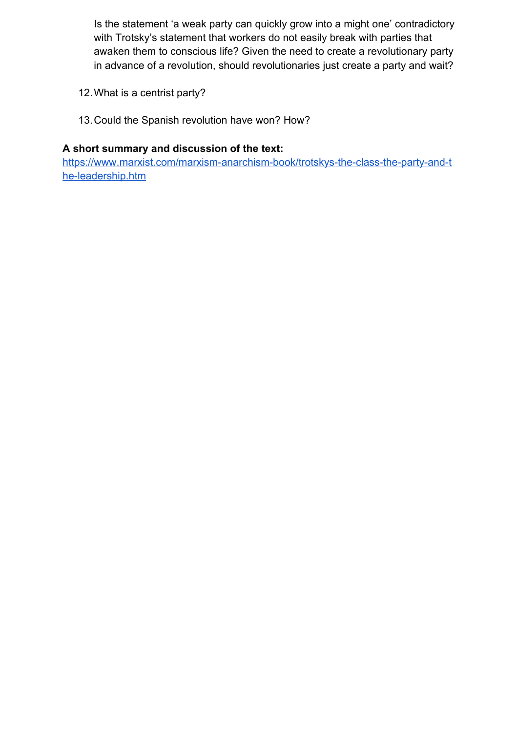Is the statement 'a weak party can quickly grow into a might one' contradictory with Trotsky's statement that workers do not easily break with parties that awaken them to conscious life? Given the need to create a revolutionary party in advance of a revolution, should revolutionaries just create a party and wait?

12. What is a centrist party?

13. Could the Spanish revolution have won? How?

**A short summary and discussion of the text:**
[https://www.marxist.com/marxism-anarchism-book/trotskys-the-class-the-party-and-the-leadership.htm](https://www.marxist.com/marxism-anarchism-book/trotskys-the-class-the-party-and-the-leadership.htm)